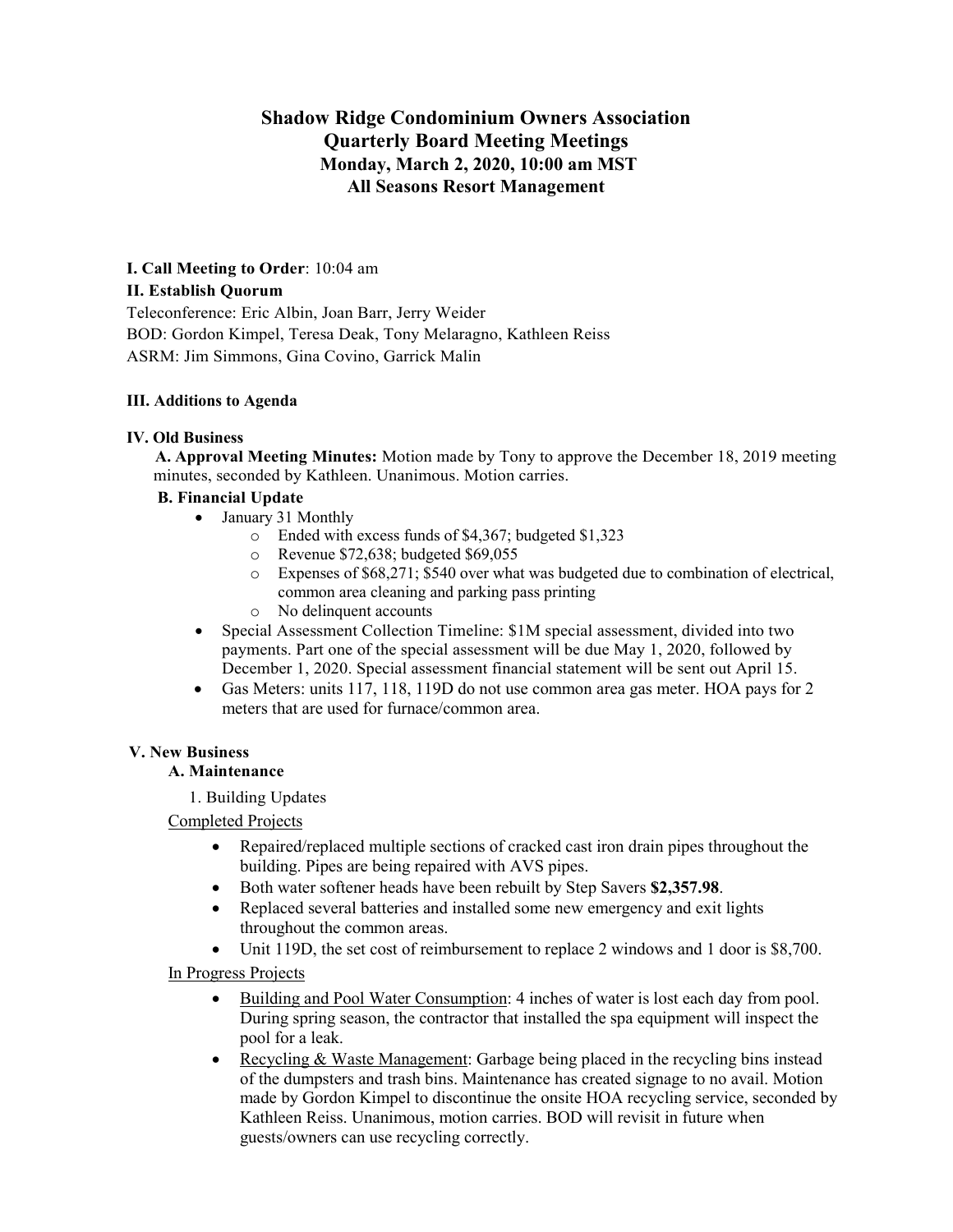# Shadow Ridge Condominium Owners Association
## Quarterly Board Meeting Meetings
### Monday, March 2, 2020, 10:00 am MST
### All Seasons Resort Management

**I. Call Meeting to Order**: 10:04 am

**II. Establish Quorum**

Teleconference: Eric Albin, Joan Barr, Jerry Weider
BOD: Gordon Kimpel, Teresa Deak, Tony Melaragno, Kathleen Reiss
ASRM: Jim Simmons, Gina Covino, Garrick Malin

**III. Additions to Agenda**

**IV. Old Business**

**A. Approval Meeting Minutes:** Motion made by Tony to approve the December 18, 2019 meeting minutes, seconded by Kathleen. Unanimous. Motion carries.

**B. Financial Update**

- January 31 Monthly
  - Ended with excess funds of $4,367; budgeted $1,323
  - Revenue $72,638; budgeted $69,055
  - Expenses of $68,271; $540 over what was budgeted due to combination of electrical, common area cleaning and parking pass printing
  - No delinquent accounts
- Special Assessment Collection Timeline: $1M special assessment, divided into two payments. Part one of the special assessment will be due May 1, 2020, followed by December 1, 2020. Special assessment financial statement will be sent out April 15.
- Gas Meters: units 117, 118, 119D do not use common area gas meter. HOA pays for 2 meters that are used for furnace/common area.

**V. New Business**

**A. Maintenance**

1. Building Updates

<u>Completed Projects</u>

- Repaired/replaced multiple sections of cracked cast iron drain pipes throughout the building. Pipes are being repaired with AVS pipes.
- Both water softener heads have been rebuilt by Step Savers **$2,357.98**.
- Replaced several batteries and installed some new emergency and exit lights throughout the common areas.
- Unit 119D, the set cost of reimbursement to replace 2 windows and 1 door is $8,700.

<u>In Progress Projects</u>

- <u>Building and Pool Water Consumption</u>: 4 inches of water is lost each day from pool. During spring season, the contractor that installed the spa equipment will inspect the pool for a leak.
- <u>Recycling & Waste Management</u>: Garbage being placed in the recycling bins instead of the dumpsters and trash bins. Maintenance has created signage to no avail. Motion made by Gordon Kimpel to discontinue the onsite HOA recycling service, seconded by Kathleen Reiss. Unanimous, motion carries. BOD will revisit in future when guests/owners can use recycling correctly.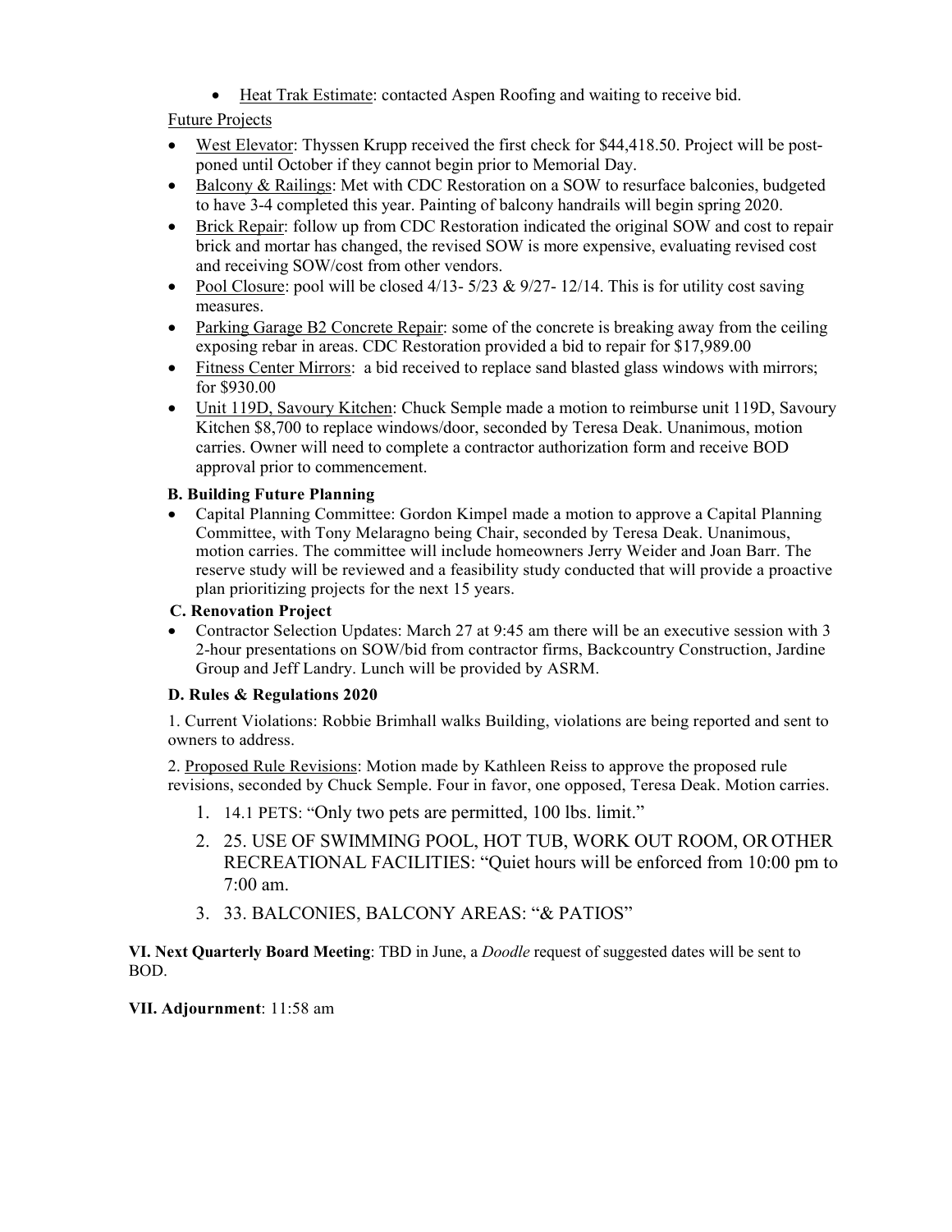- Heat Trak Estimate: contacted Aspen Roofing and waiting to receive bid.

Future Projects

- West Elevator: Thyssen Krupp received the first check for $44,418.50. Project will be post-poned until October if they cannot begin prior to Memorial Day.
- Balcony & Railings: Met with CDC Restoration on a SOW to resurface balconies, budgeted to have 3-4 completed this year. Painting of balcony handrails will begin spring 2020.
- Brick Repair: follow up from CDC Restoration indicated the original SOW and cost to repair brick and mortar has changed, the revised SOW is more expensive, evaluating revised cost and receiving SOW/cost from other vendors.
- Pool Closure: pool will be closed 4/13- 5/23 & 9/27- 12/14. This is for utility cost saving measures.
- Parking Garage B2 Concrete Repair: some of the concrete is breaking away from the ceiling exposing rebar in areas. CDC Restoration provided a bid to repair for $17,989.00
- Fitness Center Mirrors: a bid received to replace sand blasted glass windows with mirrors; for $930.00
- Unit 119D, Savoury Kitchen: Chuck Semple made a motion to reimburse unit 119D, Savoury Kitchen $8,700 to replace windows/door, seconded by Teresa Deak. Unanimous, motion carries. Owner will need to complete a contractor authorization form and receive BOD approval prior to commencement.

**B. Building Future Planning**

- Capital Planning Committee: Gordon Kimpel made a motion to approve a Capital Planning Committee, with Tony Melaragno being Chair, seconded by Teresa Deak. Unanimous, motion carries. The committee will include homeowners Jerry Weider and Joan Barr. The reserve study will be reviewed and a feasibility study conducted that will provide a proactive plan prioritizing projects for the next 15 years.

**C. Renovation Project**

- Contractor Selection Updates: March 27 at 9:45 am there will be an executive session with 3 2-hour presentations on SOW/bid from contractor firms, Backcountry Construction, Jardine Group and Jeff Landry. Lunch will be provided by ASRM.

**D. Rules & Regulations 2020**

1. Current Violations: Robbie Brimhall walks Building, violations are being reported and sent to owners to address.

2. Proposed Rule Revisions: Motion made by Kathleen Reiss to approve the proposed rule revisions, seconded by Chuck Semple. Four in favor, one opposed, Teresa Deak. Motion carries.

1. 14.1 PETS: "Only two pets are permitted, 100 lbs. limit."
2. 25. USE OF SWIMMING POOL, HOT TUB, WORK OUT ROOM, OR OTHER RECREATIONAL FACILITIES: "Quiet hours will be enforced from 10:00 pm to 7:00 am.
3. 33. BALCONIES, BALCONY AREAS: "& PATIOS"

**VI. Next Quarterly Board Meeting**: TBD in June, a *Doodle* request of suggested dates will be sent to BOD.

**VII. Adjournment**: 11:58 am